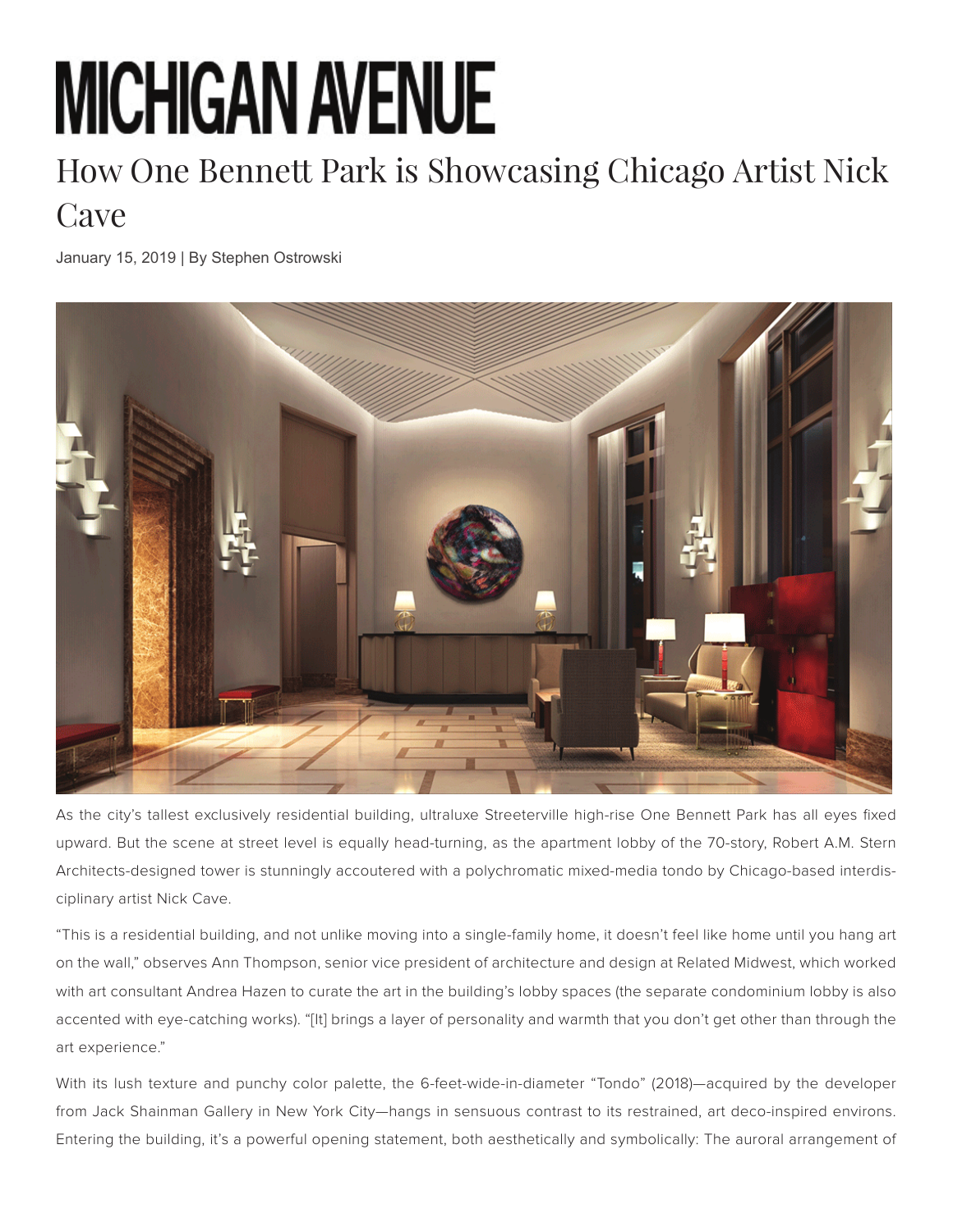# MICHIGAN AVENUE

## How One Bennett Park is Showcasing Chicago Artist Nick Cave

January 15, 2019 | By Stephen Ostrowski

As the city's tallest exclusively residential building, ultraluxe Streeterville high-rise One Bennett Park has all eyes fixed upward. But the scene at street level is equally head-turning, as the apartment lobby of the 70-story, Robert A.M. Stern Architects-designed tower is stunningly accoutered with a polychromatic mixed-media tondo by Chicago-based interdisciplinary artist Nick Cave.

"This is a residential building, and not unlike moving into a single-family home, it doesn't feel like home until you hang art on the wall," observes Ann Thompson, senior vice president of architecture and design at Related Midwest, which worked with art consultant Andrea Hazen to curate the art in the building's lobby spaces (the separate condominium lobby is also accented with eye-catching works). "[It] brings a layer of personality and warmth that you don't get other than through the art experience."

With its lush texture and punchy color palette, the 6-feet-wide-in-diameter "Tondo" (2018)—acquired by the developer from Jack Shainman Gallery in New York City—hangs in sensuous contrast to its restrained, art deco-inspired environs. Entering the building, it's a powerful opening statement, both aesthetically and symbolically: The auroral arrangement of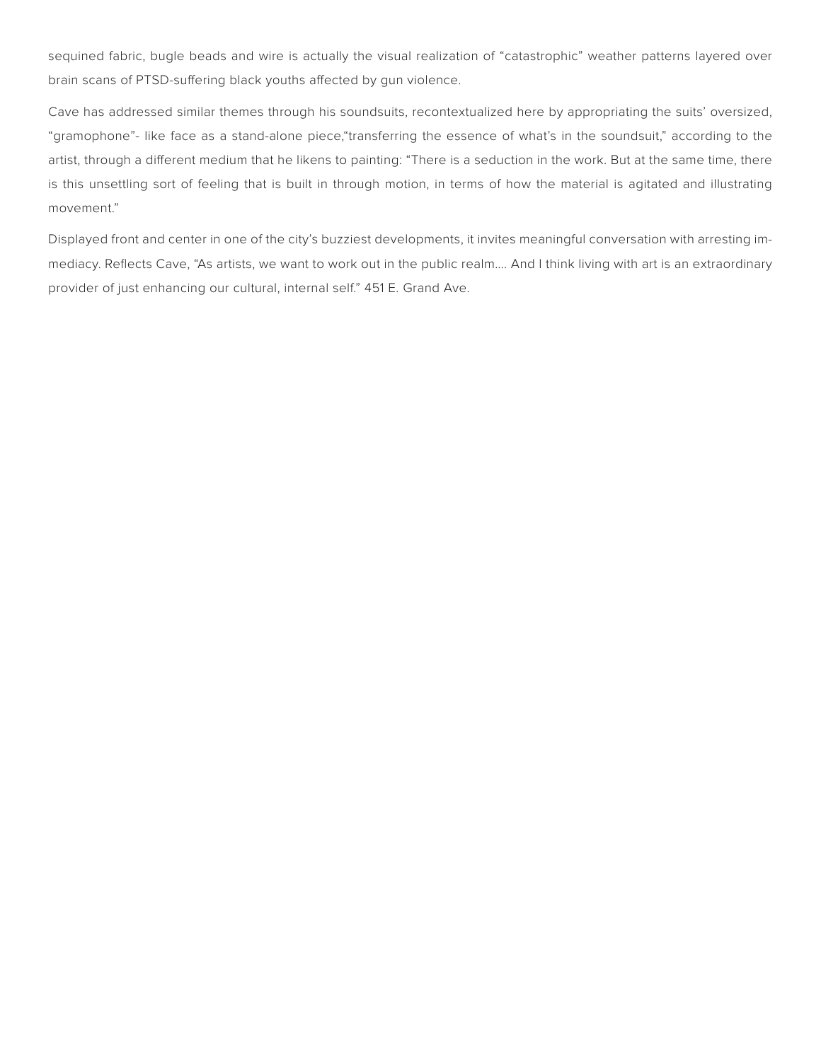sequined fabric, bugle beads and wire is actually the visual realization of "catastrophic" weather patterns layered over brain scans of PTSD-suffering black youths affected by gun violence.

Cave has addressed similar themes through his soundsuits, recontextualized here by appropriating the suits' oversized, "gramophone"- like face as a stand-alone piece,"transferring the essence of what's in the soundsuit," according to the artist, through a different medium that he likens to painting: "There is a seduction in the work. But at the same time, there is this unsettling sort of feeling that is built in through motion, in terms of how the material is agitated and illustrating movement."

Displayed front and center in one of the city's buzziest developments, it invites meaningful conversation with arresting immediacy. Reflects Cave, "As artists, we want to work out in the public realm.... And I think living with art is an extraordinary provider of just enhancing our cultural, internal self." 451 E. Grand Ave.